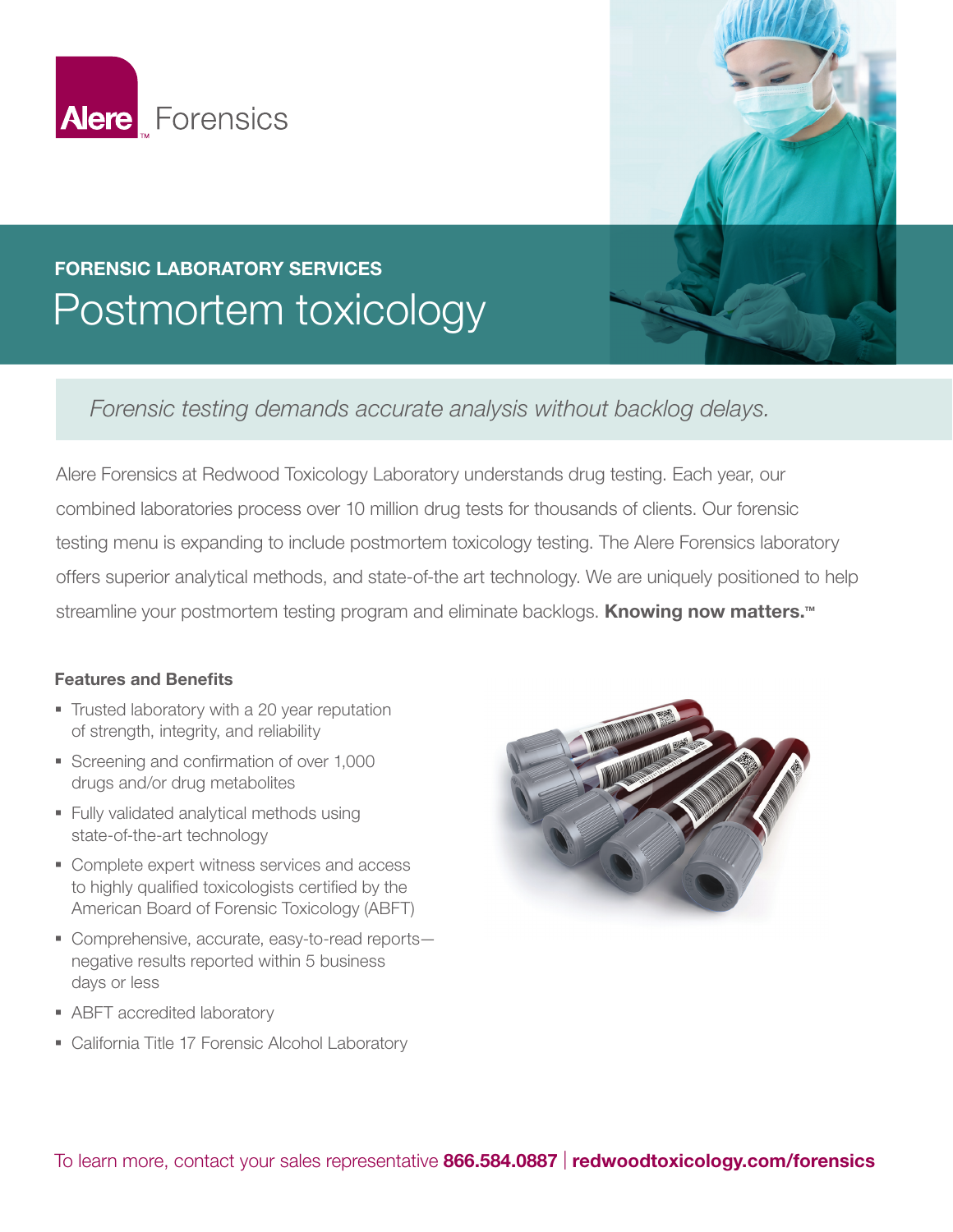Alere™ Forensics

**FORENSIC LABORATORY SERVICES**

# Postmortem toxicology

*Forensic testing demands accurate analysis without backlog delays.*

Alere Forensics at Redwood Toxicology Laboratory understands drug testing. Each year, our combined laboratories process over 10 million drug tests for thousands of clients. Our forensic testing menu is expanding to include postmortem toxicology testing. The Alere Forensics laboratory offers superior analytical methods, and state-of-the art technology. We are uniquely positioned to help streamline your postmortem testing program and eliminate backlogs. **Knowing now matters.™**

### Features and Benefits

- Trusted laboratory with a 20 year reputation of strength, integrity, and reliability
- Screening and confirmation of over 1,000 drugs and/or drug metabolites
- Fully validated analytical methods using state-of-the-art technology
- Complete expert witness services and access to highly qualified toxicologists certified by the American Board of Forensic Toxicology (ABFT)
- Comprehensive, accurate, easy-to-read reports—negative results reported within 5 business days or less
- ABFT accredited laboratory
- California Title 17 Forensic Alcohol Laboratory

To learn more, contact your sales representative **866.584.0887** | **redwoodtoxicology.com/forensics**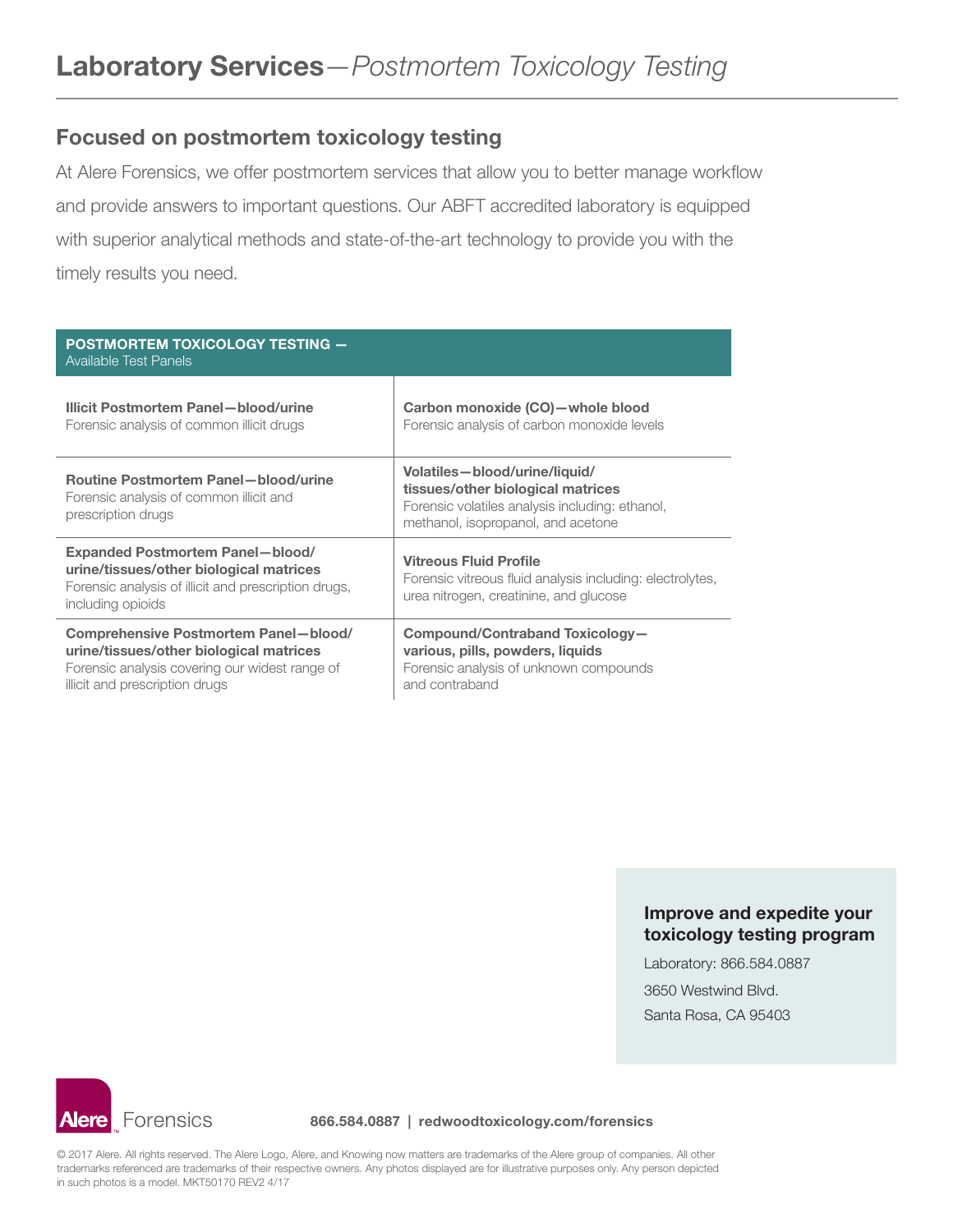# Laboratory Services—*Postmortem Toxicology Testing*

## Focused on postmortem toxicology testing

At Alere Forensics, we offer postmortem services that allow you to better manage workflow and provide answers to important questions. Our ABFT accredited laboratory is equipped with superior analytical methods and state-of-the-art technology to provide you with the timely results you need.

| **POSTMORTEM TOXICOLOGY TESTING —** Available Test Panels | |
|---|---|
| **Illicit Postmortem Panel—blood/urine** Forensic analysis of common illicit drugs | **Carbon monoxide (CO)—whole blood** Forensic analysis of carbon monoxide levels |
| **Routine Postmortem Panel—blood/urine** Forensic analysis of common illicit and prescription drugs | **Volatiles—blood/urine/liquid/ tissues/other biological matrices** Forensic volatiles analysis including: ethanol, methanol, isopropanol, and acetone |
| **Expanded Postmortem Panel—blood/ urine/tissues/other biological matrices** Forensic analysis of illicit and prescription drugs, including opioids | **Vitreous Fluid Profile** Forensic vitreous fluid analysis including: electrolytes, urea nitrogen, creatinine, and glucose |
| **Comprehensive Postmortem Panel—blood/ urine/tissues/other biological matrices** Forensic analysis covering our widest range of illicit and prescription drugs | **Compound/Contraband Toxicology— various, pills, powders, liquids** Forensic analysis of unknown compounds and contraband |

**Improve and expedite your toxicology testing program**

Laboratory: 866.584.0887

3650 Westwind Blvd.

Santa Rosa, CA 95403

Alere Forensics

**866.584.0887 | redwoodtoxicology.com/forensics**

© 2017 Alere. All rights reserved. The Alere Logo, Alere, and Knowing now matters are trademarks of the Alere group of companies. All other trademarks referenced are trademarks of their respective owners. Any photos displayed are for illustrative purposes only. Any person depicted in such photos is a model. MKT50170 REV2 4/17